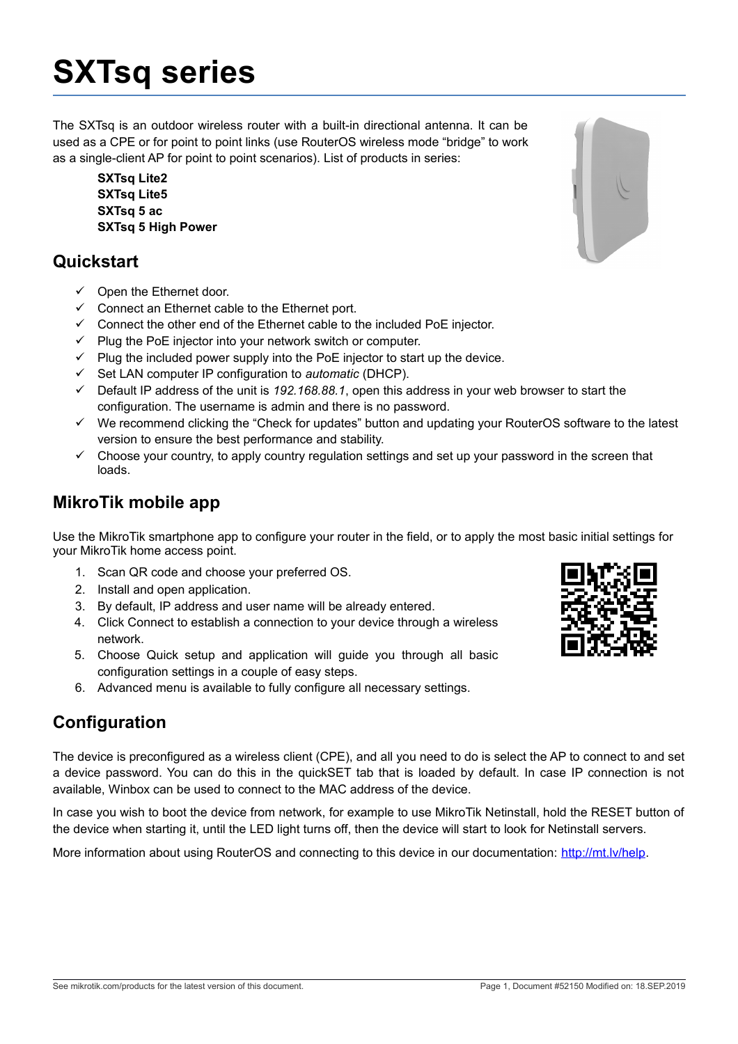# SXTsq series

The SXTsq is an outdoor wireless router with a built-in directional antenna. It can be used as a CPE or for point to point links (use RouterOS wireless mode "bridge" to work as a single-client AP for point to point scenarios). List of products in series:

**SXTsq Lite2**
**SXTsq Lite5**
**SXTsq 5 ac**
**SXTsq 5 High Power**

## Quickstart

- ✓ Open the Ethernet door.
- ✓ Connect an Ethernet cable to the Ethernet port.
- ✓ Connect the other end of the Ethernet cable to the included PoE injector.
- ✓ Plug the PoE injector into your network switch or computer.
- ✓ Plug the included power supply into the PoE injector to start up the device.
- ✓ Set LAN computer IP configuration to *automatic* (DHCP).
- ✓ Default IP address of the unit is *192.168.88.1*, open this address in your web browser to start the configuration. The username is admin and there is no password.
- ✓ We recommend clicking the "Check for updates" button and updating your RouterOS software to the latest version to ensure the best performance and stability.
- ✓ Choose your country, to apply country regulation settings and set up your password in the screen that loads.

## MikroTik mobile app

Use the MikroTik smartphone app to configure your router in the field, or to apply the most basic initial settings for your MikroTik home access point.

1. Scan QR code and choose your preferred OS.
2. Install and open application.
3. By default, IP address and user name will be already entered.
4. Click Connect to establish a connection to your device through a wireless network.
5. Choose Quick setup and application will guide you through all basic configuration settings in a couple of easy steps.
6. Advanced menu is available to fully configure all necessary settings.

## Configuration

The device is preconfigured as a wireless client (CPE), and all you need to do is select the AP to connect to and set a device password. You can do this in the quickSET tab that is loaded by default. In case IP connection is not available, Winbox can be used to connect to the MAC address of the device.

In case you wish to boot the device from network, for example to use MikroTik Netinstall, hold the RESET button of the device when starting it, until the LED light turns off, then the device will start to look for Netinstall servers.

More information about using RouterOS and connecting to this device in our documentation: [http://mt.lv/help](http://mt.lv/help).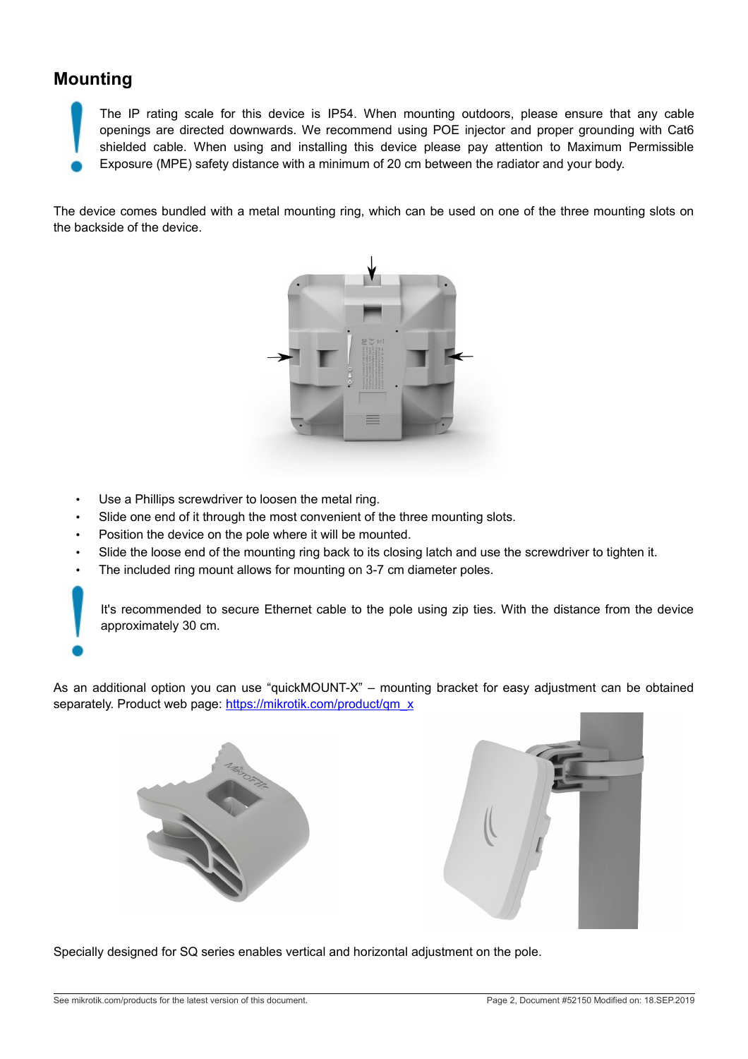## Mounting

The IP rating scale for this device is IP54. When mounting outdoors, please ensure that any cable openings are directed downwards. We recommend using POE injector and proper grounding with Cat6 shielded cable. When using and installing this device please pay attention to Maximum Permissible Exposure (MPE) safety distance with a minimum of 20 cm between the radiator and your body.

The device comes bundled with a metal mounting ring, which can be used on one of the three mounting slots on the backside of the device.

- Use a Phillips screwdriver to loosen the metal ring.
- Slide one end of it through the most convenient of the three mounting slots.
- Position the device on the pole where it will be mounted.
- Slide the loose end of the mounting ring back to its closing latch and use the screwdriver to tighten it.
- The included ring mount allows for mounting on 3-7 cm diameter poles.

It's recommended to secure Ethernet cable to the pole using zip ties. With the distance from the device approximately 30 cm.

As an additional option you can use "quickMOUNT-X" – mounting bracket for easy adjustment can be obtained separately. Product web page: https://mikrotik.com/product/qm_x

Specially designed for SQ series enables vertical and horizontal adjustment on the pole.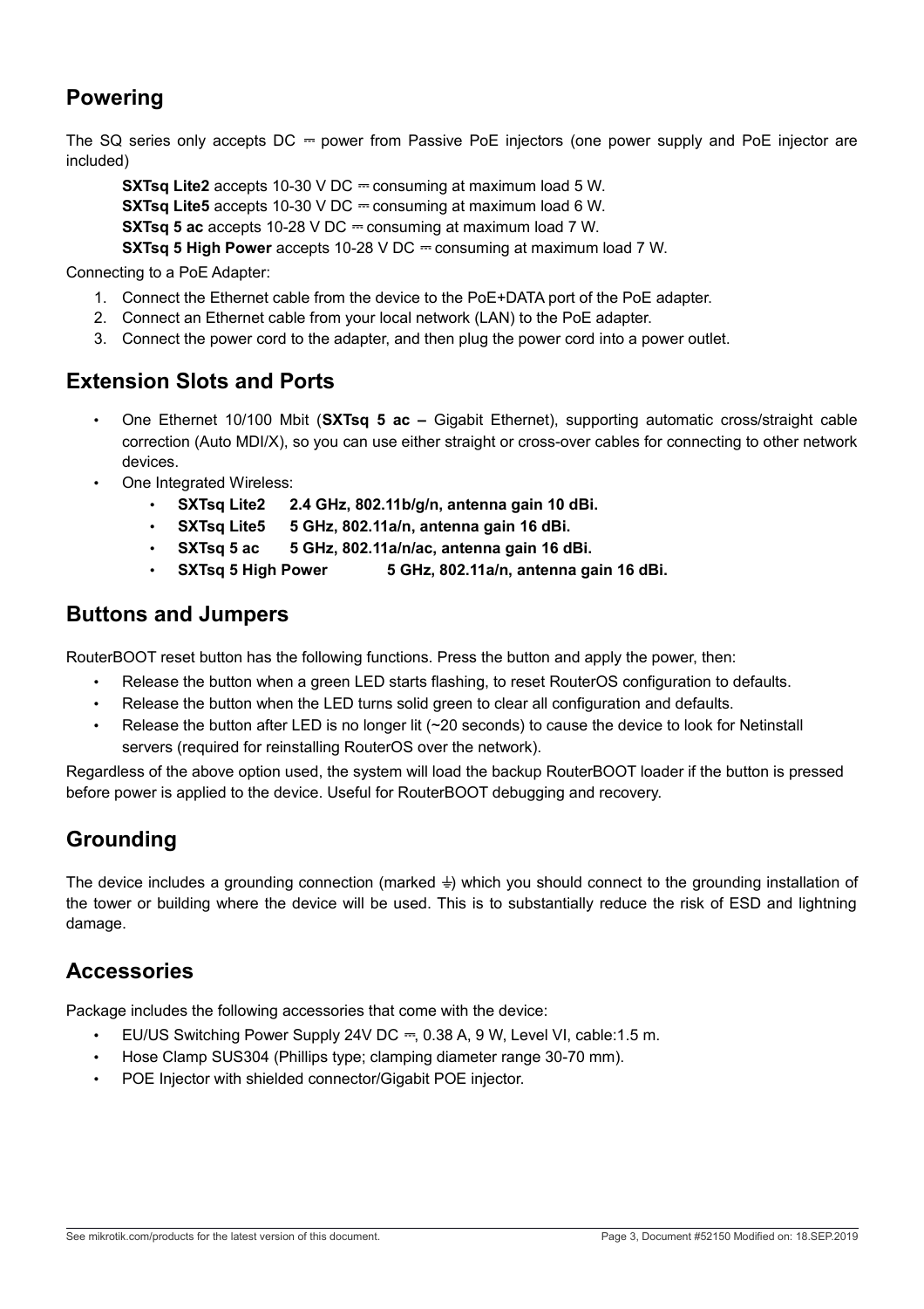## Powering

The SQ series only accepts DC ⎓ power from Passive PoE injectors (one power supply and PoE injector are included)

**SXTsq Lite2** accepts 10-30 V DC ⎓ consuming at maximum load 5 W.
**SXTsq Lite5** accepts 10-30 V DC ⎓ consuming at maximum load 6 W.
**SXTsq 5 ac** accepts 10-28 V DC ⎓ consuming at maximum load 7 W.
**SXTsq 5 High Power** accepts 10-28 V DC ⎓ consuming at maximum load 7 W.

Connecting to a PoE Adapter:

1. Connect the Ethernet cable from the device to the PoE+DATA port of the PoE adapter.
2. Connect an Ethernet cable from your local network (LAN) to the PoE adapter.
3. Connect the power cord to the adapter, and then plug the power cord into a power outlet.

## Extension Slots and Ports

- One Ethernet 10/100 Mbit (**SXTsq 5 ac –** Gigabit Ethernet), supporting automatic cross/straight cable correction (Auto MDI/X), so you can use either straight or cross-over cables for connecting to other network devices.
- One Integrated Wireless:
  - **SXTsq Lite2 2.4 GHz, 802.11b/g/n, antenna gain 10 dBi.**
  - **SXTsq Lite5 5 GHz, 802.11a/n, antenna gain 16 dBi.**
  - **SXTsq 5 ac 5 GHz, 802.11a/n/ac, antenna gain 16 dBi.**
  - **SXTsq 5 High Power 5 GHz, 802.11a/n, antenna gain 16 dBi.**

## Buttons and Jumpers

RouterBOOT reset button has the following functions. Press the button and apply the power, then:

- Release the button when a green LED starts flashing, to reset RouterOS configuration to defaults.
- Release the button when the LED turns solid green to clear all configuration and defaults.
- Release the button after LED is no longer lit (~20 seconds) to cause the device to look for Netinstall servers (required for reinstalling RouterOS over the network).

Regardless of the above option used, the system will load the backup RouterBOOT loader if the button is pressed before power is applied to the device. Useful for RouterBOOT debugging and recovery.

## Grounding

The device includes a grounding connection (marked ⏚) which you should connect to the grounding installation of the tower or building where the device will be used. This is to substantially reduce the risk of ESD and lightning damage.

## Accessories

Package includes the following accessories that come with the device:

- EU/US Switching Power Supply 24V DC ⎓, 0.38 A, 9 W, Level VI, cable:1.5 m.
- Hose Clamp SUS304 (Phillips type; clamping diameter range 30-70 mm).
- POE Injector with shielded connector/Gigabit POE injector.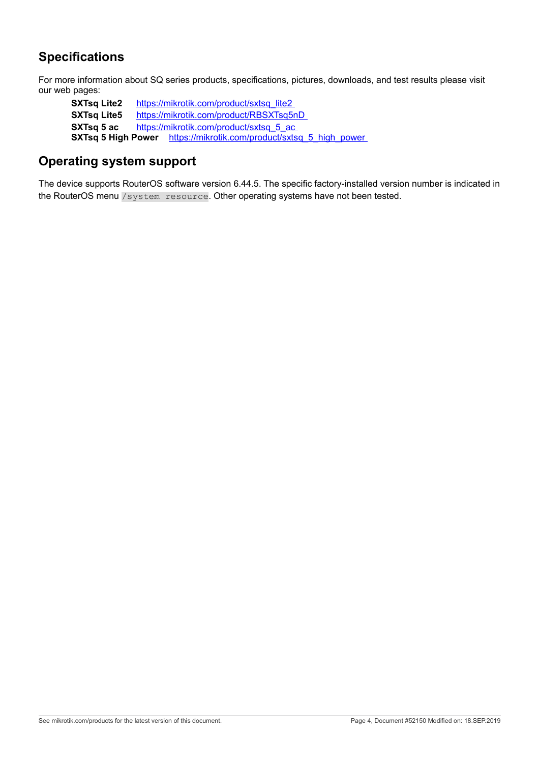## Specifications

For more information about SQ series products, specifications, pictures, downloads, and test results please visit our web pages:

**SXTsq Lite2** https://mikrotik.com/product/sxtsq_lite2
**SXTsq Lite5** https://mikrotik.com/product/RBSXTsq5nD
**SXTsq 5 ac** https://mikrotik.com/product/sxtsq_5_ac
**SXTsq 5 High Power** https://mikrotik.com/product/sxtsq_5_high_power

## Operating system support

The device supports RouterOS software version 6.44.5. The specific factory-installed version number is indicated in the RouterOS menu `/system resource`. Other operating systems have not been tested.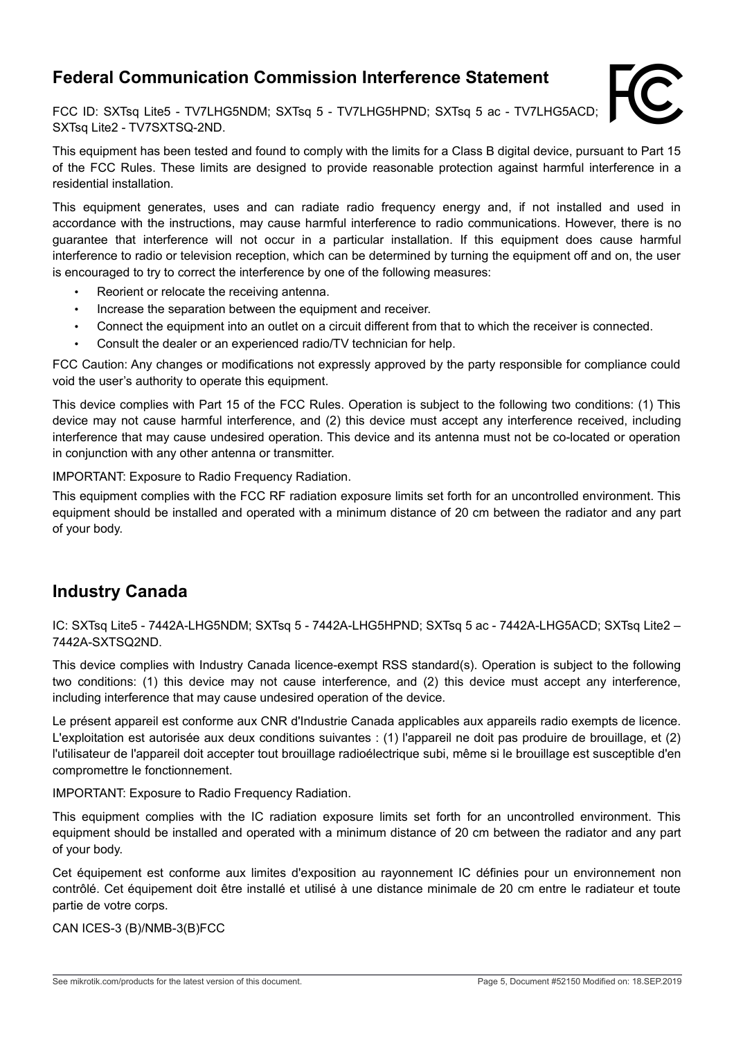## Federal Communication Commission Interference Statement

FCC ID: SXTsq Lite5 - TV7LHG5NDM; SXTsq 5 - TV7LHG5HPND; SXTsq 5 ac - TV7LHG5ACD; SXTsq Lite2 - TV7SXTSQ-2ND.

This equipment has been tested and found to comply with the limits for a Class B digital device, pursuant to Part 15 of the FCC Rules. These limits are designed to provide reasonable protection against harmful interference in a residential installation.

This equipment generates, uses and can radiate radio frequency energy and, if not installed and used in accordance with the instructions, may cause harmful interference to radio communications. However, there is no guarantee that interference will not occur in a particular installation. If this equipment does cause harmful interference to radio or television reception, which can be determined by turning the equipment off and on, the user is encouraged to try to correct the interference by one of the following measures:

- Reorient or relocate the receiving antenna.
- Increase the separation between the equipment and receiver.
- Connect the equipment into an outlet on a circuit different from that to which the receiver is connected.
- Consult the dealer or an experienced radio/TV technician for help.

FCC Caution: Any changes or modifications not expressly approved by the party responsible for compliance could void the user's authority to operate this equipment.

This device complies with Part 15 of the FCC Rules. Operation is subject to the following two conditions: (1) This device may not cause harmful interference, and (2) this device must accept any interference received, including interference that may cause undesired operation. This device and its antenna must not be co-located or operation in conjunction with any other antenna or transmitter.

IMPORTANT: Exposure to Radio Frequency Radiation.

This equipment complies with the FCC RF radiation exposure limits set forth for an uncontrolled environment. This equipment should be installed and operated with a minimum distance of 20 cm between the radiator and any part of your body.

## Industry Canada

IC: SXTsq Lite5 - 7442A-LHG5NDM; SXTsq 5 - 7442A-LHG5HPND; SXTsq 5 ac - 7442A-LHG5ACD; SXTsq Lite2 – 7442A-SXTSQ2ND.

This device complies with Industry Canada licence-exempt RSS standard(s). Operation is subject to the following two conditions: (1) this device may not cause interference, and (2) this device must accept any interference, including interference that may cause undesired operation of the device.

Le présent appareil est conforme aux CNR d'Industrie Canada applicables aux appareils radio exempts de licence. L'exploitation est autorisée aux deux conditions suivantes : (1) l'appareil ne doit pas produire de brouillage, et (2) l'utilisateur de l'appareil doit accepter tout brouillage radioélectrique subi, même si le brouillage est susceptible d'en compromettre le fonctionnement.

IMPORTANT: Exposure to Radio Frequency Radiation.

This equipment complies with the IC radiation exposure limits set forth for an uncontrolled environment. This equipment should be installed and operated with a minimum distance of 20 cm between the radiator and any part of your body.

Cet équipement est conforme aux limites d'exposition au rayonnement IC définies pour un environnement non contrôlé. Cet équipement doit être installé et utilisé à une distance minimale de 20 cm entre le radiateur et toute partie de votre corps.

CAN ICES-3 (B)/NMB-3(B)FCC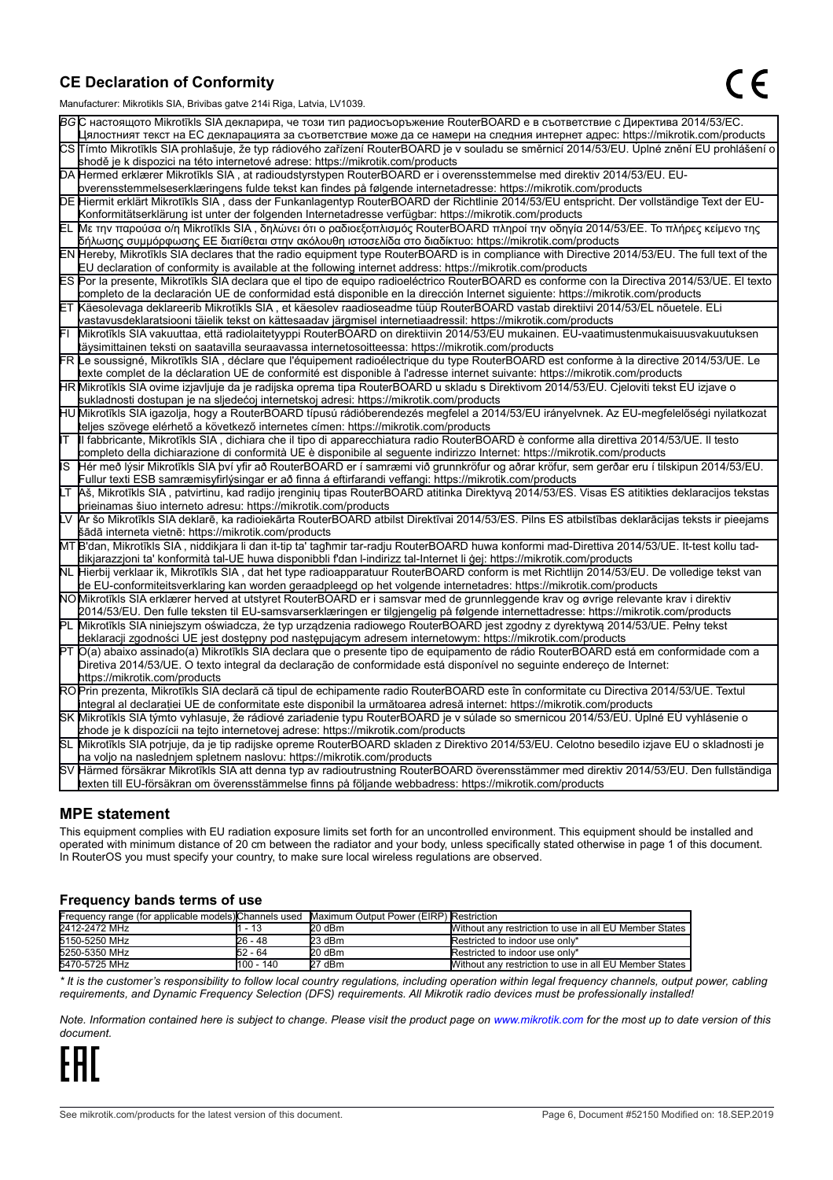## CE Declaration of Conformity

Manufacturer: Mikrotikls SIA, Brivibas gatve 214i Riga, Latvia, LV1039.

| | |
|---|---|
| BG | С настоящото Mikrotīkls SIA декларира, че този тип радиосъоръжение RouterBOARD е в съответствие с Директива 2014/53/ЕС. Цялостният текст на ЕС декларацията за съответствие може да се намери на следния интернет адрес: https://mikrotik.com/products |
| CS | Tímto Mikrotīkls SIA prohlašuje, že typ rádiového zařízení RouterBOARD je v souladu se směrnicí 2014/53/EU. Úplné znění EU prohlášení o shodě je k dispozici na této internetové adrese: https://mikrotik.com/products |
| DA | Hermed erklærer Mikrotīkls SIA , at radioudstyrstypen RouterBOARD er i overensstemmelse med direktiv 2014/53/EU. EU-overensstemmelseserklæringens fulde tekst kan findes på følgende internetadresse: https://mikrotik.com/products |
| DE | Hiermit erklärt Mikrotīkls SIA , dass der Funkanlagentyp RouterBOARD der Richtlinie 2014/53/EU entspricht. Der vollständige Text der EU-Konformitätserklärung ist unter der folgenden Internetadresse verfügbar: https://mikrotik.com/products |
| EL | Με την παρούσα ο/η Mikrotīkls SIA , δηλώνει ότι ο ραδιοεξοπλισμός RouterBOARD πληροί την οδηγία 2014/53/ΕΕ. Το πλήρες κείμενο της δήλωσης συμμόρφωσης ΕΕ διατίθεται στην ακόλουθη ιστοσελίδα στο διαδίκτυο: https://mikrotik.com/products |
| EN | Hereby, Mikrotīkls SIA declares that the radio equipment type RouterBOARD is in compliance with Directive 2014/53/EU. The full text of the EU declaration of conformity is available at the following internet address: https://mikrotik.com/products |
| ES | Por la presente, Mikrotīkls SIA declara que el tipo de equipo radioeléctrico RouterBOARD es conforme con la Directiva 2014/53/UE. El texto completo de la declaración UE de conformidad está disponible en la dirección Internet siguiente: https://mikrotik.com/products |
| ET | Käesolevaga deklareerib Mikrotīkls SIA , et käesolev raadioseadme tüüp RouterBOARD vastab direktiivi 2014/53/EL nõuetele. ELi vastavusdeklaratsiooni täielik tekst on kättesaadav järgmisel internetiaadressil: https://mikrotik.com/products |
| FI | Mikrotīkls SIA vakuuttaa, että radiolaitetyyppi RouterBOARD on direktiivin 2014/53/EU mukainen. EU-vaatimustenmukaisuusvakuutuksen täysimittainen teksti on saatavilla seuraavassa internetosoitteessa: https://mikrotik.com/products |
| FR | Le soussigné, Mikrotīkls SIA , déclare que l'équipement radioélectrique du type RouterBOARD est conforme à la directive 2014/53/UE. Le texte complet de la déclaration UE de conformité est disponible à l'adresse internet suivante: https://mikrotik.com/products |
| HR | Mikrotīkls SIA ovime izjavljuje da je radijska oprema tipa RouterBOARD u skladu s Direktivom 2014/53/EU. Cjeloviti tekst EU izjave o sukladnosti dostupan je na sljedećoj internetskoj adresi: https://mikrotik.com/products |
| HU | Mikrotīkls SIA igazolja, hogy a RouterBOARD típusú rádióberendezés megfelel a 2014/53/EU irányelvnek. Az EU-megfelelőségi nyilatkozat teljes szövege elérhető a következő internetes címen: https://mikrotik.com/products |
| IT | Il fabbricante, Mikrotīkls SIA , dichiara che il tipo di apparecchiatura radio RouterBOARD è conforme alla direttiva 2014/53/UE. Il testo completo della dichiarazione di conformità UE è disponibile al seguente indirizzo Internet: https://mikrotik.com/products |
| IS | Hér með lýsir Mikrotīkls SIA því yfir að RouterBOARD er í samræmi við grunnkröfur og aðrar kröfur, sem gerðar eru í tilskipun 2014/53/EU. Fullur texti ESB samræmisyfirlýsingar er að finna á eftirfarandi veffangi: https://mikrotik.com/products |
| LT | Aš, Mikrotīkls SIA , patvirtinu, kad radijo įrenginių tipas RouterBOARD atitinka Direktyvą 2014/53/ES. Visas ES atitikties deklaracijos tekstas prieinamas šiuo interneto adresu: https://mikrotik.com/products |
| LV | Ar šo Mikrotīkls SIA deklarē, ka radioiekārta RouterBOARD atbilst Direktīvai 2014/53/ES. Pilns ES atbilstības deklarācijas teksts ir pieejams šādā interneta vietnē: https://mikrotik.com/products |
| MT | B'dan, Mikrotīkls SIA , niddikjara li dan it-tip ta' tagħmir tar-radju RouterBOARD huwa konformi mad-Direttiva 2014/53/UE. It-test kollu tad-dikjarazzjoni ta' konformità tal-UE huwa disponibbli f'dan l-indirizz tal-Internet li ġej: https://mikrotik.com/products |
| NL | Hierbij verklaar ik, Mikrotīkls SIA , dat het type radioapparatuur RouterBOARD conform is met Richtlijn 2014/53/EU. De volledige tekst van de EU-conformiteitsverklaring kan worden geraadpleegd op het volgende internetadres: https://mikrotik.com/products |
| NO | Mikrotīkls SIA erklærer herved at utstyret RouterBOARD er i samsvar med de grunnleggende krav og øvrige relevante krav i direktiv 2014/53/EU. Den fulle teksten til EU-samsvarserklæringen er tilgjengelig på følgende internettadresse: https://mikrotik.com/products |
| PL | Mikrotīkls SIA niniejszym oświadcza, że typ urządzenia radiowego RouterBOARD jest zgodny z dyrektywą 2014/53/UE. Pełny tekst deklaracji zgodności UE jest dostępny pod następującym adresem internetowym: https://mikrotik.com/products |
| PT | O(a) abaixo assinado(a) Mikrotīkls SIA declara que o presente tipo de equipamento de rádio RouterBOARD está em conformidade com a Diretiva 2014/53/UE. O texto integral da declaração de conformidade está disponível no seguinte endereço de Internet: https://mikrotik.com/products |
| RO | Prin prezenta, Mikrotīkls SIA declară că tipul de echipamente radio RouterBOARD este în conformitate cu Directiva 2014/53/UE. Textul integral al declarației UE de conformitate este disponibil la următoarea adresă internet: https://mikrotik.com/products |
| SK | Mikrotīkls SIA týmto vyhlasuje, že rádiové zariadenie typu RouterBOARD je v súlade so smernicou 2014/53/EÚ. Úplné EÚ vyhlásenie o zhode je k dispozícii na tejto internetovej adrese: https://mikrotik.com/products |
| SL | Mikrotīkls SIA potrjuje, da je tip radijske opreme RouterBOARD skladen z Direktivo 2014/53/EU. Celotno besedilo izjave EU o skladnosti je na voljo na naslednjem spletnem naslovu: https://mikrotik.com/products |
| SV | Härmed försäkrar Mikrotīkls SIA att denna typ av radioutrustning RouterBOARD överensstämmer med direktiv 2014/53/EU. Den fullständiga texten till EU-försäkran om överensstämmelse finns på följande webbadress: https://mikrotik.com/products |

## MPE statement

This equipment complies with EU radiation exposure limits set forth for an uncontrolled environment. This equipment should be installed and operated with minimum distance of 20 cm between the radiator and your body, unless specifically stated otherwise in page 1 of this document. In RouterOS you must specify your country, to make sure local wireless regulations are observed.

### Frequency bands terms of use

| Frequency range (for applicable models) | Channels used | Maximum Output Power (EIRP) | Restriction |
|---|---|---|---|
| 2412-2472 MHz | 1 - 13 | 20 dBm | Without any restriction to use in all EU Member States |
| 5150-5250 MHz | 26 - 48 | 23 dBm | Restricted to indoor use only* |
| 5250-5350 MHz | 52 - 64 | 20 dBm | Restricted to indoor use only* |
| 5470-5725 MHz | 100 - 140 | 27 dBm | Without any restriction to use in all EU Member States |

*\* It is the customer's responsibility to follow local country regulations, including operation within legal frequency channels, output power, cabling requirements, and Dynamic Frequency Selection (DFS) requirements. All Mikrotik radio devices must be professionally installed!*

*Note. Information contained here is subject to change. Please visit the product page on www.mikrotik.com for the most up to date version of this document.*

EAC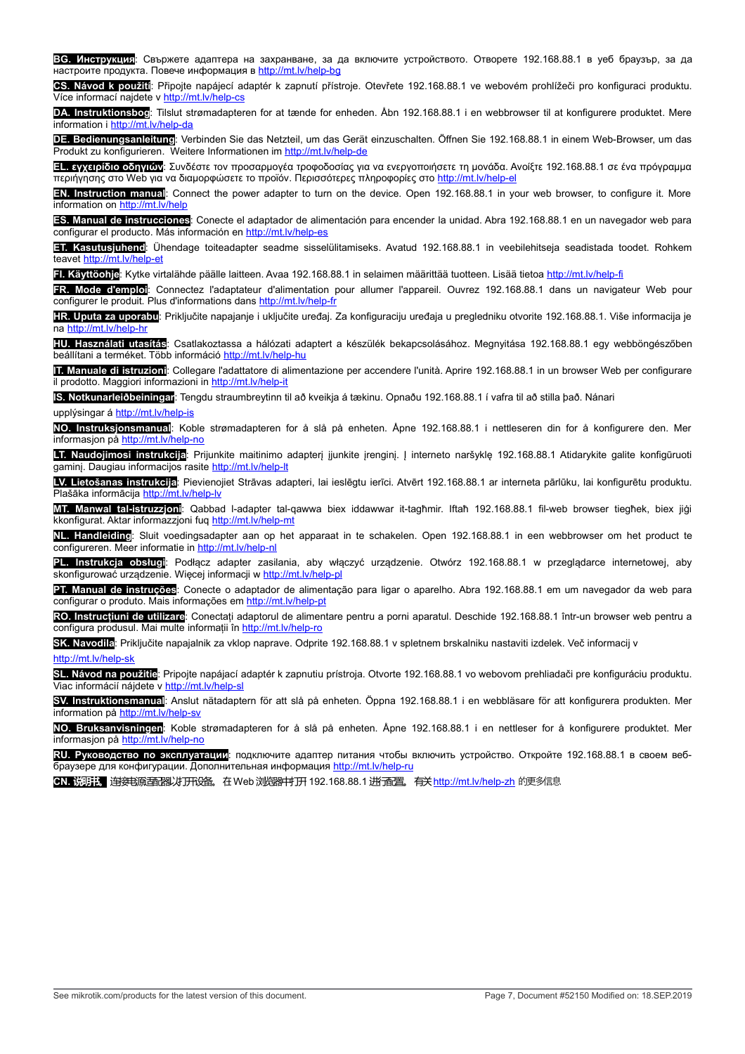**BG. Инструкция**: Свържете адаптера на захранване, за да включите устройството. Отворете 192.168.88.1 в уеб браузър, за да настроите продукта. Повече информация в http://mt.lv/help-bg

**CS. Návod k použití**: Připojte napájecí adaptér k zapnutí přístroje. Otevřete 192.168.88.1 ve webovém prohlížeči pro konfiguraci produktu. Více informací najdete v http://mt.lv/help-cs

**DA. Instruktionsbog**: Tilslut strømadapteren for at tænde for enheden. Åbn 192.168.88.1 i en webbrowser til at konfigurere produktet. Mere information i http://mt.lv/help-da

**DE. Bedienungsanleitung**: Verbinden Sie das Netzteil, um das Gerät einzuschalten. Öffnen Sie 192.168.88.1 in einem Web-Browser, um das Produkt zu konfigurieren. Weitere Informationen im http://mt.lv/help-de

**EL. εγχειρίδιο οδηγιών**: Συνδέστε τον προσαρμογέα τροφοδοσίας για να ενεργοποιήσετε τη μονάδα. Ανοίξτε 192.168.88.1 σε ένα πρόγραμμα περιήγησης στο Web για να διαμορφώσετε το προϊόν. Περισσότερες πληροφορίες στο http://mt.lv/help-el

**EN. Instruction manual**: Connect the power adapter to turn on the device. Open 192.168.88.1 in your web browser, to configure it. More information on http://mt.lv/help

**ES. Manual de instrucciones**: Conecte el adaptador de alimentación para encender la unidad. Abra 192.168.88.1 en un navegador web para configurar el producto. Más información en http://mt.lv/help-es

**ET. Kasutusjuhend**: Ühendage toiteadapter seadme sisselülitamiseks. Avatud 192.168.88.1 in veebilehitseja seadistada toodet. Rohkem teavet http://mt.lv/help-et

**FI. Käyttöohje**: Kytke virtalähde päälle laitteen. Avaa 192.168.88.1 in selaimen määrittää tuotteen. Lisää tietoa http://mt.lv/help-fi

**FR. Mode d'emploi**: Connectez l'adaptateur d'alimentation pour allumer l'appareil. Ouvrez 192.168.88.1 dans un navigateur Web pour configurer le produit. Plus d'informations dans http://mt.lv/help-fr

**HR. Uputa za uporabu**: Priključite napajanje i uključite uređaj. Za konfiguraciju uređaja u pregledniku otvorite 192.168.88.1. Više informacija je na http://mt.lv/help-hr

**HU. Használati utasítás**: Csatlakoztassa a hálózati adaptert a készülék bekapcsolásához. Megnyitása 192.168.88.1 egy webböngészőben beállítani a terméket. Több információ http://mt.lv/help-hu

**IT. Manuale di istruzioni**: Collegare l'adattatore di alimentazione per accendere l'unità. Aprire 192.168.88.1 in un browser Web per configurare il prodotto. Maggiori informazioni in http://mt.lv/help-it

**IS. Notkunarleiðbeiningar**: Tengdu straumbreytinn til að kveikja á tækinu. Opnaðu 192.168.88.1 í vafra til að stilla það. Nánari upplýsingar á http://mt.lv/help-is

**NO. Instruksjonsmanual**: Koble strømadapteren for å slå på enheten. Åpne 192.168.88.1 i nettleseren din for å konfigurere den. Mer informasjon på http://mt.lv/help-no

**LT. Naudojimosi instrukcija**: Prijunkite maitinimo adapterį įjunkite įrenginį. Į interneto naršyklę 192.168.88.1 Atidarykite galite konfigūruoti gaminį. Daugiau informacijos rasite http://mt.lv/help-lt

**LV. Lietošanas instrukcija**: Pievienojiet Strāvas adapteri, lai ieslēgtu ierīci. Atvērt 192.168.88.1 ar interneta pārlūku, lai konfigurētu produktu. Plašāka informācija http://mt.lv/help-lv

**MT. Manwal tal-istruzzjoni**: Qabbad l-adapter tal-qawwa biex iddawwar it-tagħmir. Iftaħ 192.168.88.1 fil-web browser tiegħek, biex jiġi kkonfigurat. Aktar informazzjoni fuq http://mt.lv/help-mt

**NL. Handleiding**: Sluit voedingsadapter aan op het apparaat in te schakelen. Open 192.168.88.1 in een webbrowser om het product te configureren. Meer informatie in http://mt.lv/help-nl

**PL. Instrukcja obsługi**: Podłącz adapter zasilania, aby włączyć urządzenie. Otwórz 192.168.88.1 w przeglądarce internetowej, aby skonfigurować urządzenie. Więcej informacji w http://mt.lv/help-pl

**PT. Manual de instruções**: Conecte o adaptador de alimentação para ligar o aparelho. Abra 192.168.88.1 em um navegador da web para configurar o produto. Mais informações em http://mt.lv/help-pt

**RO. Instrucțiuni de utilizare**: Conectați adaptorul de alimentare pentru a porni aparatul. Deschide 192.168.88.1 într-un browser web pentru a configura produsul. Mai multe informații în http://mt.lv/help-ro

**SK. Navodila**: Priključite napajalnik za vklop naprave. Odprite 192.168.88.1 v spletnem brskalniku nastaviti izdelek. Več informacij v http://mt.lv/help-sk

**SL. Návod na použitie**: Pripojte napájací adaptér k zapnutiu prístroja. Otvorte 192.168.88.1 vo webovom prehliadači pre konfiguráciu produktu. Viac informácií nájdete v http://mt.lv/help-sl

**SV. Instruktionsmanual**: Anslut nätadaptern för att slå på enheten. Öppna 192.168.88.1 i en webbläsare för att konfigurera produkten. Mer information på http://mt.lv/help-sv

**NO. Bruksanvisningen**: Koble strømadapteren for å slå på enheten. Åpne 192.168.88.1 i en nettleser for å konfigurere produktet. Mer informasjon på http://mt.lv/help-no

**RU. Руководство по эксплуатации**: подключите адаптер питания чтобы включить устройство. Откройте 192.168.88.1 в своем веб-браузере для конфигурации. Дополнительная информация http://mt.lv/help-ru

**CN. 说明书.** 连接电源适配器以打开设备。在 Web 浏览器中打开 192.168.88.1 进行配置。有关 http://mt.lv/help-zh 的更多信息

See mikrotik.com/products for the latest version of this document. Page 7, Document #52150 Modified on: 18.SEP.2019